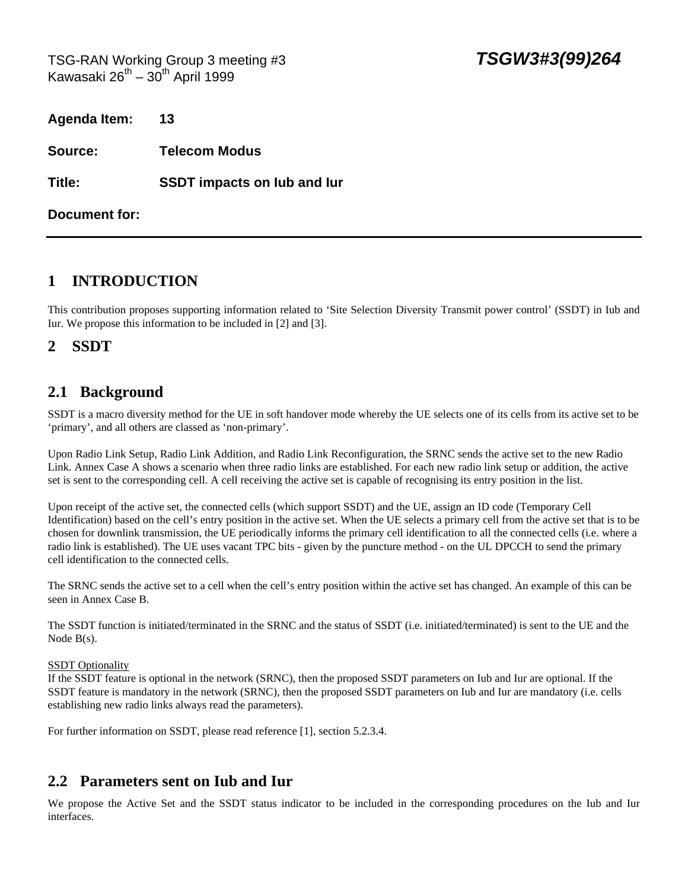TSG-RAN Working Group 3 meeting #3 ***TSGW3#3(99)264***
Kawasaki 26th – 30th April 1999

**Agenda Item:** **13**

**Source:** **Telecom Modus**

**Title:** **SSDT impacts on Iub and Iur**

**Document for:**

---

# 1 INTRODUCTION

This contribution proposes supporting information related to 'Site Selection Diversity Transmit power control' (SSDT) in Iub and Iur. We propose this information to be included in [2] and [3].

# 2 SSDT

## 2.1 Background

SSDT is a macro diversity method for the UE in soft handover mode whereby the UE selects one of its cells from its active set to be 'primary', and all others are classed as 'non-primary'.

Upon Radio Link Setup, Radio Link Addition, and Radio Link Reconfiguration, the SRNC sends the active set to the new Radio Link. Annex Case A shows a scenario when three radio links are established. For each new radio link setup or addition, the active set is sent to the corresponding cell. A cell receiving the active set is capable of recognising its entry position in the list.

Upon receipt of the active set, the connected cells (which support SSDT) and the UE, assign an ID code (Temporary Cell Identification) based on the cell's entry position in the active set. When the UE selects a primary cell from the active set that is to be chosen for downlink transmission, the UE periodically informs the primary cell identification to all the connected cells (i.e. where a radio link is established). The UE uses vacant TPC bits - given by the puncture method - on the UL DPCCH to send the primary cell identification to the connected cells.

The SRNC sends the active set to a cell when the cell's entry position within the active set has changed. An example of this can be seen in Annex Case B.

The SSDT function is initiated/terminated in the SRNC and the status of SSDT (i.e. initiated/terminated) is sent to the UE and the Node B(s).

SSDT Optionality
If the SSDT feature is optional in the network (SRNC), then the proposed SSDT parameters on Iub and Iur are optional. If the SSDT feature is mandatory in the network (SRNC), then the proposed SSDT parameters on Iub and Iur are mandatory (i.e. cells establishing new radio links always read the parameters).

For further information on SSDT, please read reference [1], section 5.2.3.4.

## 2.2 Parameters sent on Iub and Iur

We propose the Active Set and the SSDT status indicator to be included in the corresponding procedures on the Iub and Iur interfaces.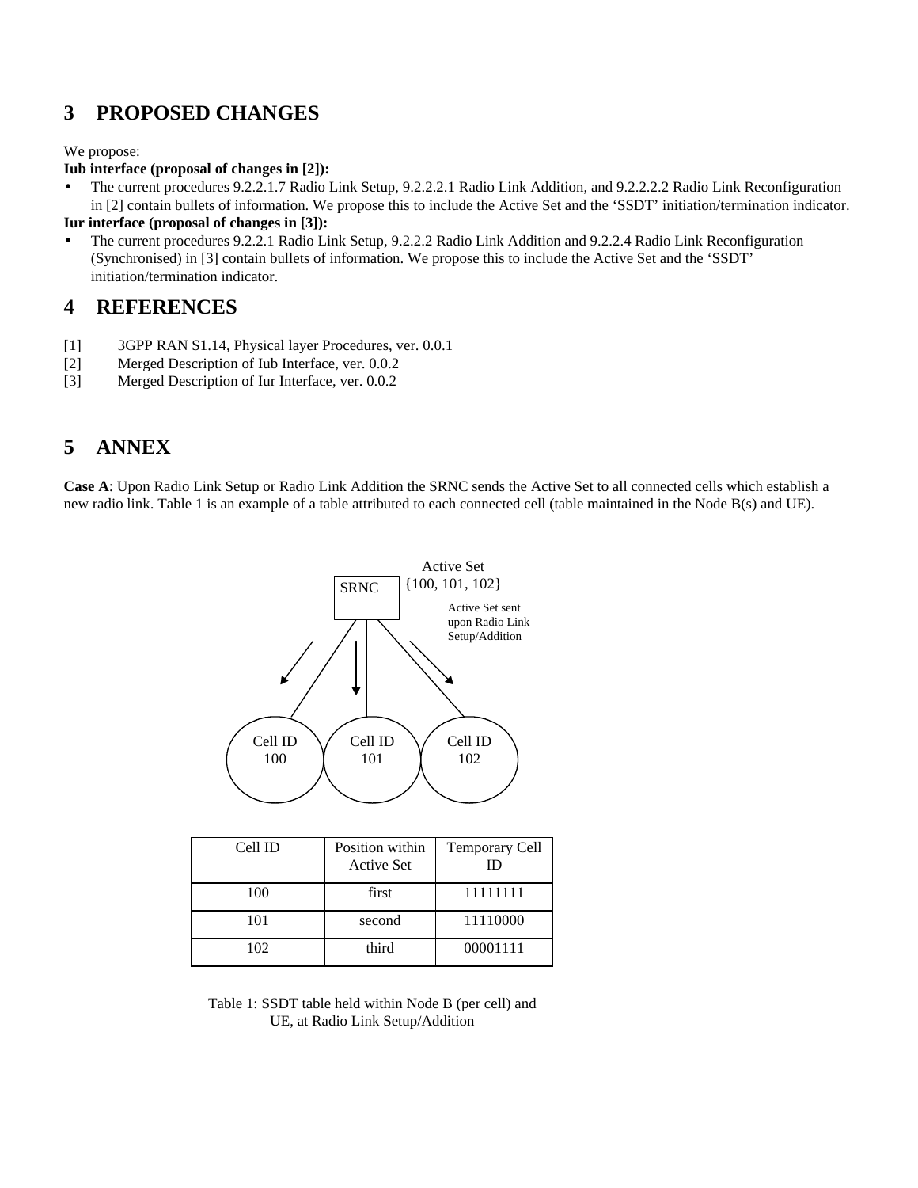# 3 PROPOSED CHANGES

We propose:

**Iub interface (proposal of changes in [2]):**

- The current procedures 9.2.2.1.7 Radio Link Setup, 9.2.2.2.1 Radio Link Addition, and 9.2.2.2.2 Radio Link Reconfiguration in [2] contain bullets of information. We propose this to include the Active Set and the 'SSDT' initiation/termination indicator.

**Iur interface (proposal of changes in [3]):**

- The current procedures 9.2.2.1 Radio Link Setup, 9.2.2.2 Radio Link Addition and 9.2.2.4 Radio Link Reconfiguration (Synchronised) in [3] contain bullets of information. We propose this to include the Active Set and the 'SSDT' initiation/termination indicator.

# 4 REFERENCES

[1] 3GPP RAN S1.14, Physical layer Procedures, ver. 0.0.1

[2] Merged Description of Iub Interface, ver. 0.0.2

[3] Merged Description of Iur Interface, ver. 0.0.2

# 5 ANNEX

**Case A**: Upon Radio Link Setup or Radio Link Addition the SRNC sends the Active Set to all connected cells which establish a new radio link. Table 1 is an example of a table attributed to each connected cell (table maintained in the Node B(s) and UE).

Active Set {100, 101, 102}

SRNC

Active Set sent upon Radio Link Setup/Addition

Cell ID 100 — Cell ID 101 — Cell ID 102

| Cell ID | Position within Active Set | Temporary Cell ID |
|---|---|---|
| 100 | first | 11111111 |
| 101 | second | 11110000 |
| 102 | third | 00001111 |

Table 1: SSDT table held within Node B (per cell) and UE, at Radio Link Setup/Addition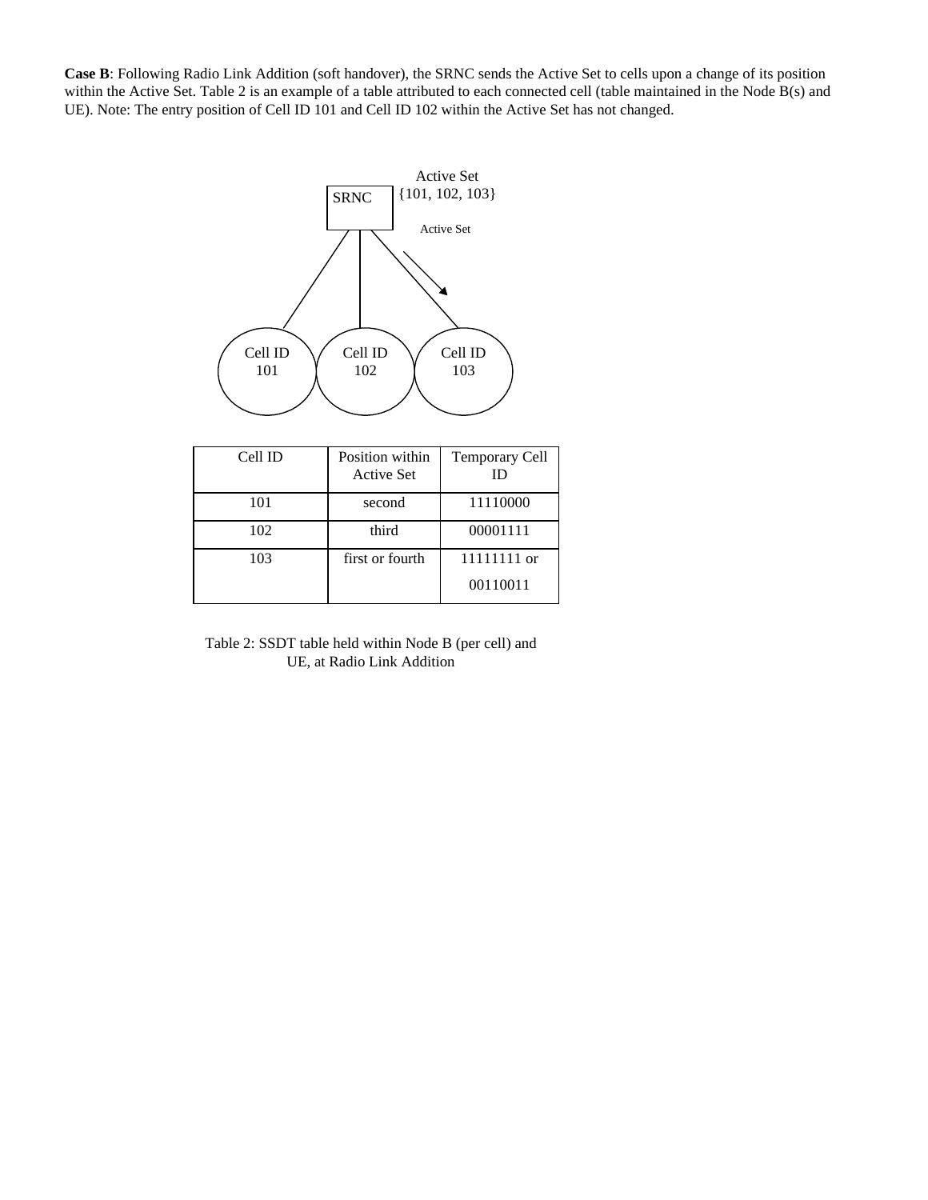**Case B**: Following Radio Link Addition (soft handover), the SRNC sends the Active Set to cells upon a change of its position within the Active Set. Table 2 is an example of a table attributed to each connected cell (table maintained in the Node B(s) and UE). Note: The entry position of Cell ID 101 and Cell ID 102 within the Active Set has not changed.

Active Set
{101, 102, 103}

SRNC

Active Set

Cell ID
101

Cell ID
102

Cell ID
103

| Cell ID | Position within Active Set | Temporary Cell ID |
|---|---|---|
| 101 | second | 11110000 |
| 102 | third | 00001111 |
| 103 | first or fourth | 11111111 or 00110011 |

Table 2: SSDT table held within Node B (per cell) and UE, at Radio Link Addition